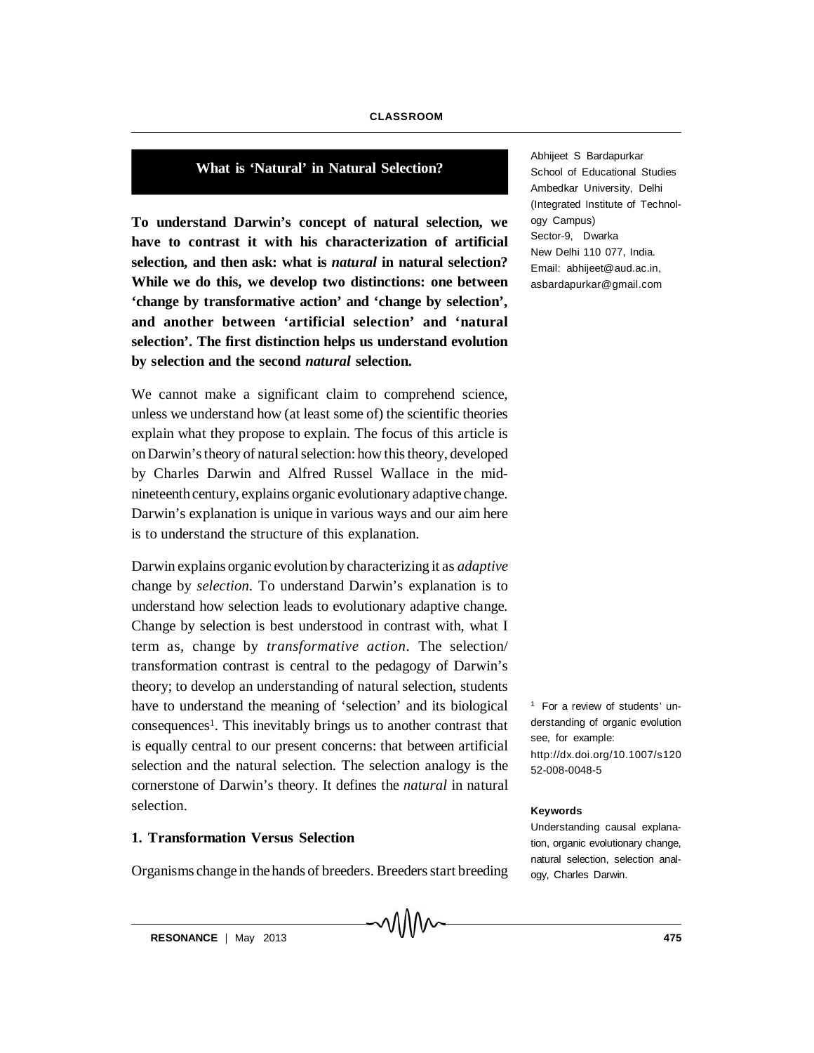# What is 'Natural' in Natural Selection?

Abhijeet S Bardapurkar
School of Educational Studies
Ambedkar University, Delhi
(Integrated Institute of Technology Campus)
Sector-9, Dwarka
New Delhi 110 077, India.
Email: abhijeet@aud.ac.in, asbardapurkar@gmail.com

**To understand Darwin's concept of natural selection, we have to contrast it with his characterization of artificial selection, and then ask: what is *natural* in natural selection? While we do this, we develop two distinctions: one between 'change by transformative action' and 'change by selection', and another between 'artificial selection' and 'natural selection'. The first distinction helps us understand evolution by selection and the second *natural* selection.**

We cannot make a significant claim to comprehend science, unless we understand how (at least some of) the scientific theories explain what they propose to explain. The focus of this article is on Darwin's theory of natural selection: how this theory, developed by Charles Darwin and Alfred Russel Wallace in the mid-nineteenth century, explains organic evolutionary adaptive change. Darwin's explanation is unique in various ways and our aim here is to understand the structure of this explanation.

Darwin explains organic evolution by characterizing it as *adaptive* change by *selection*. To understand Darwin's explanation is to understand how selection leads to evolutionary adaptive change. Change by selection is best understood in contrast with, what I term as, change by *transformative action*. The selection/transformation contrast is central to the pedagogy of Darwin's theory; to develop an understanding of natural selection, students have to understand the meaning of 'selection' and its biological consequences[1]. This inevitably brings us to another contrast that is equally central to our present concerns: that between artificial selection and the natural selection. The selection analogy is the cornerstone of Darwin's theory. It defines the *natural* in natural selection.

[1] For a review of students' understanding of organic evolution see, for example: http://dx.doi.org/10.1007/s12052-008-0048-5

**Keywords**

Understanding causal explanation, organic evolutionary change, natural selection, selection analogy, Charles Darwin.

## 1. Transformation Versus Selection

Organisms change in the hands of breeders. Breeders start breeding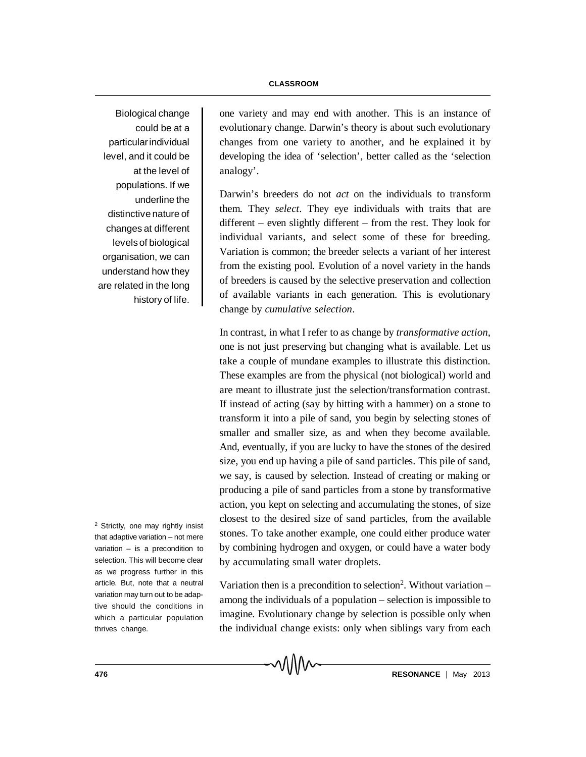one variety and may end with another. This is an instance of evolutionary change. Darwin's theory is about such evolutionary changes from one variety to another, and he explained it by developing the idea of 'selection', better called as the 'selection analogy'.

Biological change could be at a particular individual level, and it could be at the level of populations. If we underline the distinctive nature of changes at different levels of biological organisation, we can understand how they are related in the long history of life.

Darwin's breeders do not *act* on the individuals to transform them. They *select*. They eye individuals with traits that are different – even slightly different – from the rest. They look for individual variants, and select some of these for breeding. Variation is common; the breeder selects a variant of her interest from the existing pool. Evolution of a novel variety in the hands of breeders is caused by the selective preservation and collection of available variants in each generation. This is evolutionary change by *cumulative selection*.

In contrast, in what I refer to as change by *transformative action*, one is not just preserving but changing what is available. Let us take a couple of mundane examples to illustrate this distinction. These examples are from the physical (not biological) world and are meant to illustrate just the selection/transformation contrast. If instead of acting (say by hitting with a hammer) on a stone to transform it into a pile of sand, you begin by selecting stones of smaller and smaller size, as and when they become available. And, eventually, if you are lucky to have the stones of the desired size, you end up having a pile of sand particles. This pile of sand, we say, is caused by selection. Instead of creating or making or producing a pile of sand particles from a stone by transformative action, you kept on selecting and accumulating the stones, of size closest to the desired size of sand particles, from the available stones. To take another example, one could either produce water by combining hydrogen and oxygen, or could have a water body by accumulating small water droplets.

Variation then is a precondition to selection[2]. Without variation – among the individuals of a population – selection is impossible to imagine. Evolutionary change by selection is possible only when the individual change exists: only when siblings vary from each

[2] Strictly, one may rightly insist that adaptive variation – not mere variation – is a precondition to selection. This will become clear as we progress further in this article. But, note that a neutral variation may turn out to be adaptive should the conditions in which a particular population thrives change.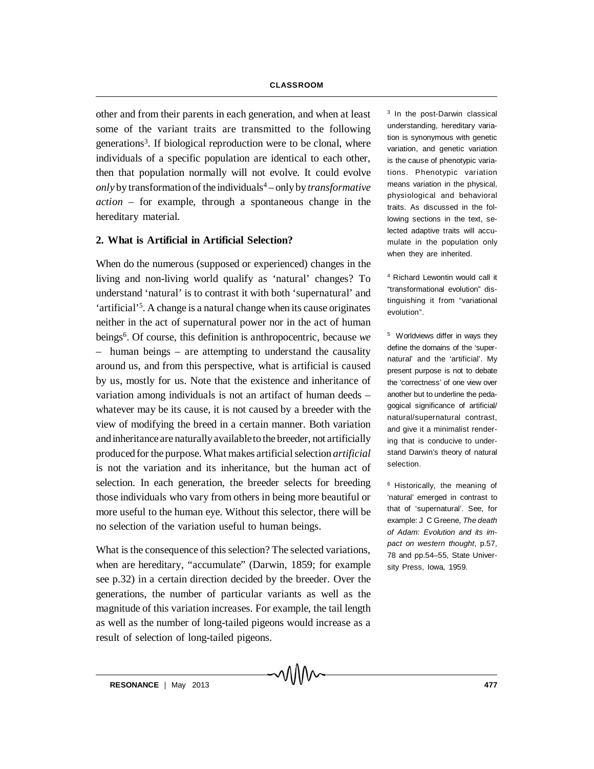other and from their parents in each generation, and when at least some of the variant traits are transmitted to the following generations[3]. If biological reproduction were to be clonal, where individuals of a specific population are identical to each other, then that population normally will not evolve. It could evolve *only* by transformation of the individuals[4] – only by *transformative action* – for example, through a spontaneous change in the hereditary material.

## 2. What is Artificial in Artificial Selection?

When do the numerous (supposed or experienced) changes in the living and non-living world qualify as 'natural' changes? To understand 'natural' is to contrast it with both 'supernatural' and 'artificial'[5]. A change is a natural change when its cause originates neither in the act of supernatural power nor in the act of human beings[6]. Of course, this definition is anthropocentric, because *we* – human beings – are attempting to understand the causality around us, and from this perspective, what is artificial is caused by us, mostly for us. Note that the existence and inheritance of variation among individuals is not an artifact of human deeds – whatever may be its cause, it is not caused by a breeder with the view of modifying the breed in a certain manner. Both variation and inheritance are naturally available to the breeder, not artificially produced for the purpose. What makes artificial selection *artificial* is not the variation and its inheritance, but the human act of selection. In each generation, the breeder selects for breeding those individuals who vary from others in being more beautiful or more useful to the human eye. Without this selector, there will be no selection of the variation useful to human beings.

What is the consequence of this selection? The selected variations, when are hereditary, "accumulate" (Darwin, 1859; for example see p.32) in a certain direction decided by the breeder. Over the generations, the number of particular variants as well as the magnitude of this variation increases. For example, the tail length as well as the number of long-tailed pigeons would increase as a result of selection of long-tailed pigeons.

---

[3] In the post-Darwin classical understanding, hereditary variation is synonymous with genetic variation, and genetic variation is the cause of phenotypic variations. Phenotypic variation means variation in the physical, physiological and behavioral traits. As discussed in the following sections in the text, selected adaptive traits will accumulate in the population only when they are inherited.

[4] Richard Lewontin would call it "transformational evolution" distinguishing it from "variational evolution".

[5] Worldviews differ in ways they define the domains of the 'supernatural' and the 'artificial'. My present purpose is not to debate the 'correctness' of one view over another but to underline the pedagogical significance of artificial/natural/supernatural contrast, and give it a minimalist rendering that is conducive to understand Darwin's theory of natural selection.

[6] Historically, the meaning of 'natural' emerged in contrast to that of 'supernatural'. See, for example: J C Greene, *The death of Adam: Evolution and its impact on western thought*, p.57, 78 and pp.54–55, State University Press, Iowa, 1959.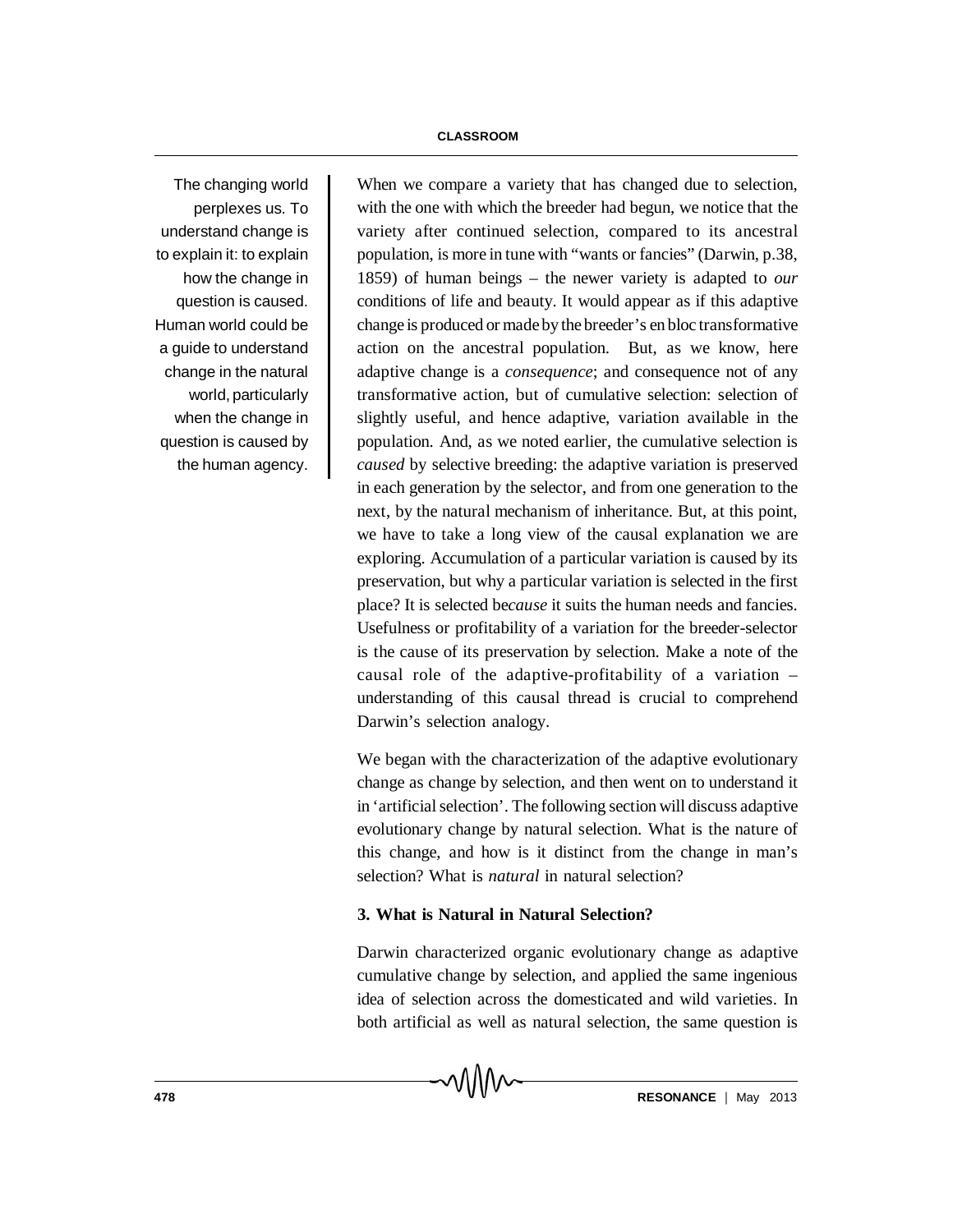The changing world perplexes us. To understand change is to explain it: to explain how the change in question is caused. Human world could be a guide to understand change in the natural world, particularly when the change in question is caused by the human agency.

When we compare a variety that has changed due to selection, with the one with which the breeder had begun, we notice that the variety after continued selection, compared to its ancestral population, is more in tune with "wants or fancies" (Darwin, p.38, 1859) of human beings – the newer variety is adapted to *our* conditions of life and beauty. It would appear as if this adaptive change is produced or made by the breeder's en bloc transformative action on the ancestral population. But, as we know, here adaptive change is a *consequence*; and consequence not of any transformative action, but of cumulative selection: selection of slightly useful, and hence adaptive, variation available in the population. And, as we noted earlier, the cumulative selection is *caused* by selective breeding: the adaptive variation is preserved in each generation by the selector, and from one generation to the next, by the natural mechanism of inheritance. But, at this point, we have to take a long view of the causal explanation we are exploring. Accumulation of a particular variation is caused by its preservation, but why a particular variation is selected in the first place? It is selected be*cause* it suits the human needs and fancies. Usefulness or profitability of a variation for the breeder-selector is the cause of its preservation by selection. Make a note of the causal role of the adaptive-profitability of a variation – understanding of this causal thread is crucial to comprehend Darwin's selection analogy.

We began with the characterization of the adaptive evolutionary change as change by selection, and then went on to understand it in 'artificial selection'. The following section will discuss adaptive evolutionary change by natural selection. What is the nature of this change, and how is it distinct from the change in man's selection? What is *natural* in natural selection?

### 3. What is Natural in Natural Selection?

Darwin characterized organic evolutionary change as adaptive cumulative change by selection, and applied the same ingenious idea of selection across the domesticated and wild varieties. In both artificial as well as natural selection, the same question is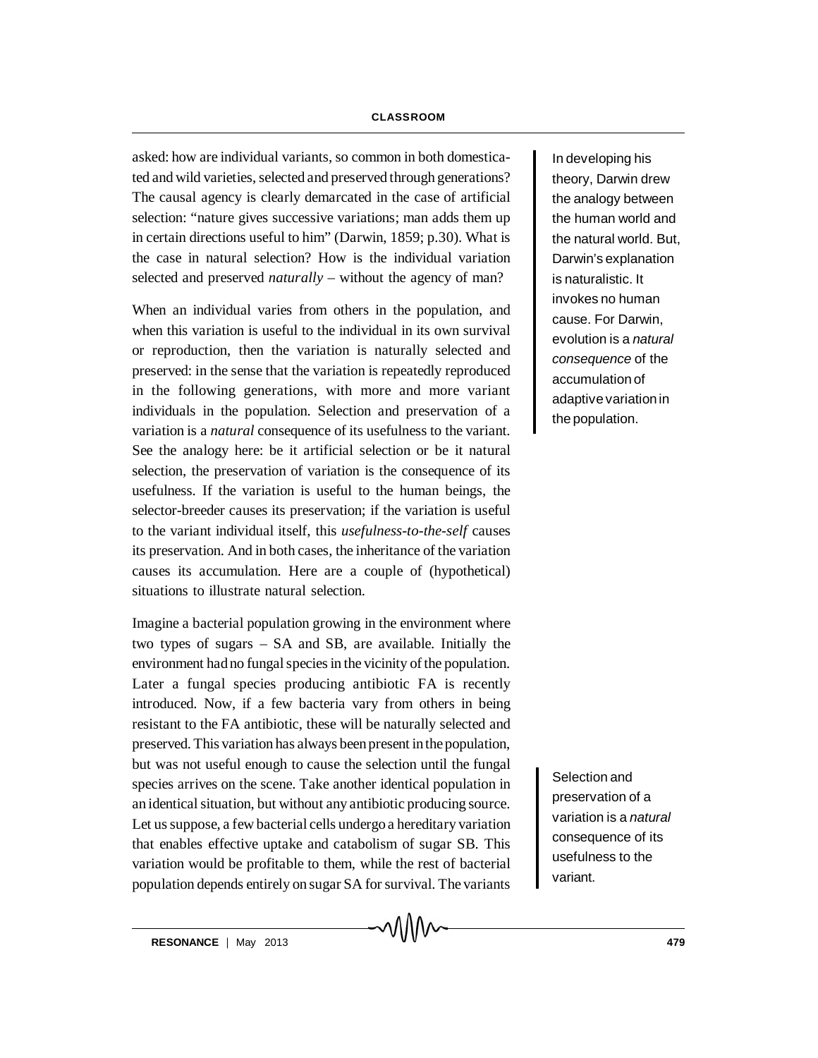asked: how are individual variants, so common in both domesticated and wild varieties, selected and preserved through generations? The causal agency is clearly demarcated in the case of artificial selection: "nature gives successive variations; man adds them up in certain directions useful to him" (Darwin, 1859; p.30). What is the case in natural selection? How is the individual variation selected and preserved *naturally* – without the agency of man?

In developing his theory, Darwin drew the analogy between the human world and the natural world. But, Darwin's explanation is naturalistic. It invokes no human cause. For Darwin, evolution is a *natural consequence* of the accumulation of adaptive variation in the population.

When an individual varies from others in the population, and when this variation is useful to the individual in its own survival or reproduction, then the variation is naturally selected and preserved: in the sense that the variation is repeatedly reproduced in the following generations, with more and more variant individuals in the population. Selection and preservation of a variation is a *natural* consequence of its usefulness to the variant. See the analogy here: be it artificial selection or be it natural selection, the preservation of variation is the consequence of its usefulness. If the variation is useful to the human beings, the selector-breeder causes its preservation; if the variation is useful to the variant individual itself, this *usefulness-to-the-self* causes its preservation. And in both cases, the inheritance of the variation causes its accumulation. Here are a couple of (hypothetical) situations to illustrate natural selection.

Imagine a bacterial population growing in the environment where two types of sugars – SA and SB, are available. Initially the environment had no fungal species in the vicinity of the population. Later a fungal species producing antibiotic FA is recently introduced. Now, if a few bacteria vary from others in being resistant to the FA antibiotic, these will be naturally selected and preserved. This variation has always been present in the population, but was not useful enough to cause the selection until the fungal species arrives on the scene. Take another identical population in an identical situation, but without any antibiotic producing source. Let us suppose, a few bacterial cells undergo a hereditary variation that enables effective uptake and catabolism of sugar SB. This variation would be profitable to them, while the rest of bacterial population depends entirely on sugar SA for survival. The variants

Selection and preservation of a variation is a *natural* consequence of its usefulness to the variant.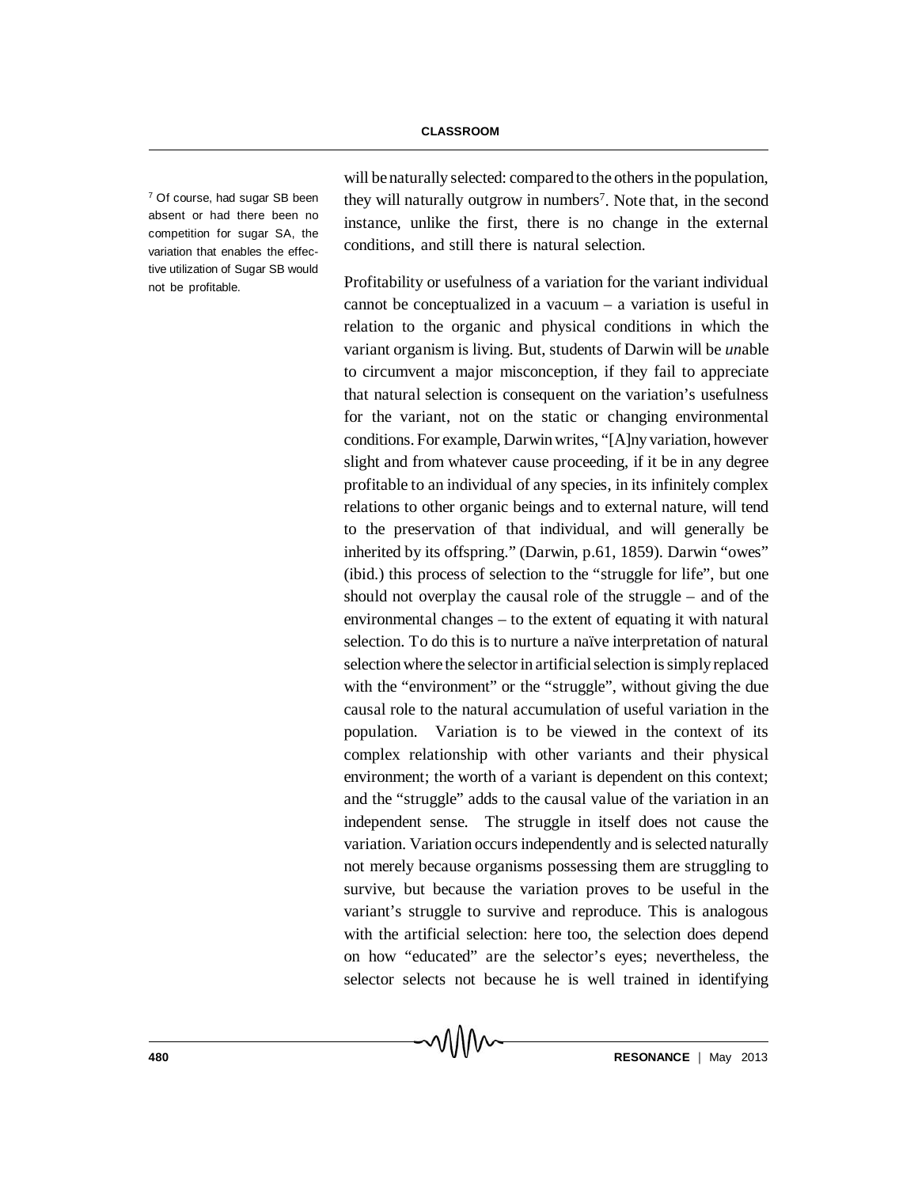will be naturally selected: compared to the others in the population, they will naturally outgrow in numbers[7]. Note that, in the second instance, unlike the first, there is no change in the external conditions, and still there is natural selection.

Profitability or usefulness of a variation for the variant individual cannot be conceptualized in a vacuum – a variation is useful in relation to the organic and physical conditions in which the variant organism is living. But, students of Darwin will be *un*able to circumvent a major misconception, if they fail to appreciate that natural selection is consequent on the variation's usefulness for the variant, not on the static or changing environmental conditions. For example, Darwin writes, "[A]ny variation, however slight and from whatever cause proceeding, if it be in any degree profitable to an individual of any species, in its infinitely complex relations to other organic beings and to external nature, will tend to the preservation of that individual, and will generally be inherited by its offspring." (Darwin, p.61, 1859). Darwin "owes" (ibid.) this process of selection to the "struggle for life", but one should not overplay the causal role of the struggle – and of the environmental changes – to the extent of equating it with natural selection. To do this is to nurture a naïve interpretation of natural selection where the selector in artificial selection is simply replaced with the "environment" or the "struggle", without giving the due causal role to the natural accumulation of useful variation in the population. Variation is to be viewed in the context of its complex relationship with other variants and their physical environment; the worth of a variant is dependent on this context; and the "struggle" adds to the causal value of the variation in an independent sense. The struggle in itself does not cause the variation. Variation occurs independently and is selected naturally not merely because organisms possessing them are struggling to survive, but because the variation proves to be useful in the variant's struggle to survive and reproduce. This is analogous with the artificial selection: here too, the selection does depend on how "educated" are the selector's eyes; nevertheless, the selector selects not because he is well trained in identifying

[7] Of course, had sugar SB been absent or had there been no competition for sugar SA, the variation that enables the effective utilization of Sugar SB would not be profitable.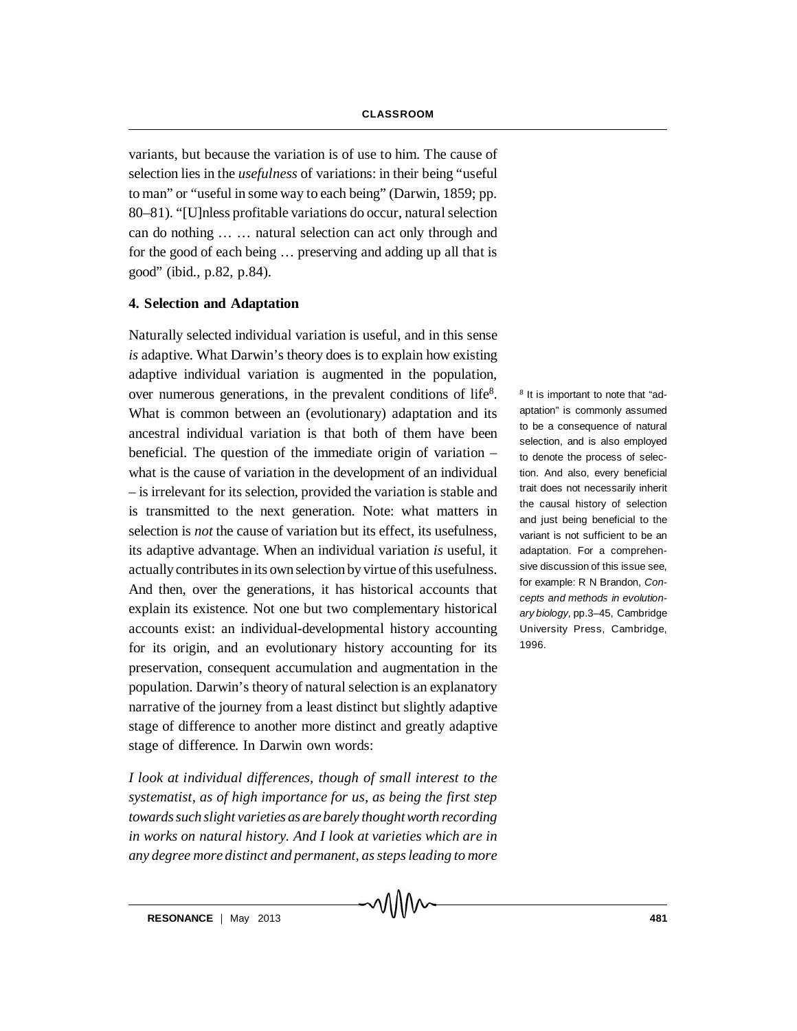variants, but because the variation is of use to him. The cause of selection lies in the *usefulness* of variations: in their being "useful to man" or "useful in some way to each being" (Darwin, 1859; pp. 80–81). "[U]nless profitable variations do occur, natural selection can do nothing … … natural selection can act only through and for the good of each being … preserving and adding up all that is good" (ibid., p.82, p.84).

## 4. Selection and Adaptation

Naturally selected individual variation is useful, and in this sense *is* adaptive. What Darwin's theory does is to explain how existing adaptive individual variation is augmented in the population, over numerous generations, in the prevalent conditions of life[8]. What is common between an (evolutionary) adaptation and its ancestral individual variation is that both of them have been beneficial. The question of the immediate origin of variation – what is the cause of variation in the development of an individual – is irrelevant for its selection, provided the variation is stable and is transmitted to the next generation. Note: what matters in selection is *not* the cause of variation but its effect, its usefulness, its adaptive advantage. When an individual variation *is* useful, it actually contributes in its own selection by virtue of this usefulness. And then, over the generations, it has historical accounts that explain its existence. Not one but two complementary historical accounts exist: an individual-developmental history accounting for its origin, and an evolutionary history accounting for its preservation, consequent accumulation and augmentation in the population. Darwin's theory of natural selection is an explanatory narrative of the journey from a least distinct but slightly adaptive stage of difference to another more distinct and greatly adaptive stage of difference. In Darwin own words:

*I look at individual differences, though of small interest to the systematist, as of high importance for us, as being the first step towards such slight varieties as are barely thought worth recording in works on natural history. And I look at varieties which are in any degree more distinct and permanent, as steps leading to more*

[8] It is important to note that "adaptation" is commonly assumed to be a consequence of natural selection, and is also employed to denote the process of selection. And also, every beneficial trait does not necessarily inherit the causal history of selection and just being beneficial to the variant is not sufficient to be an adaptation. For a comprehensive discussion of this issue see, for example: R N Brandon, *Concepts and methods in evolutionary biology*, pp.3–45, Cambridge University Press, Cambridge, 1996.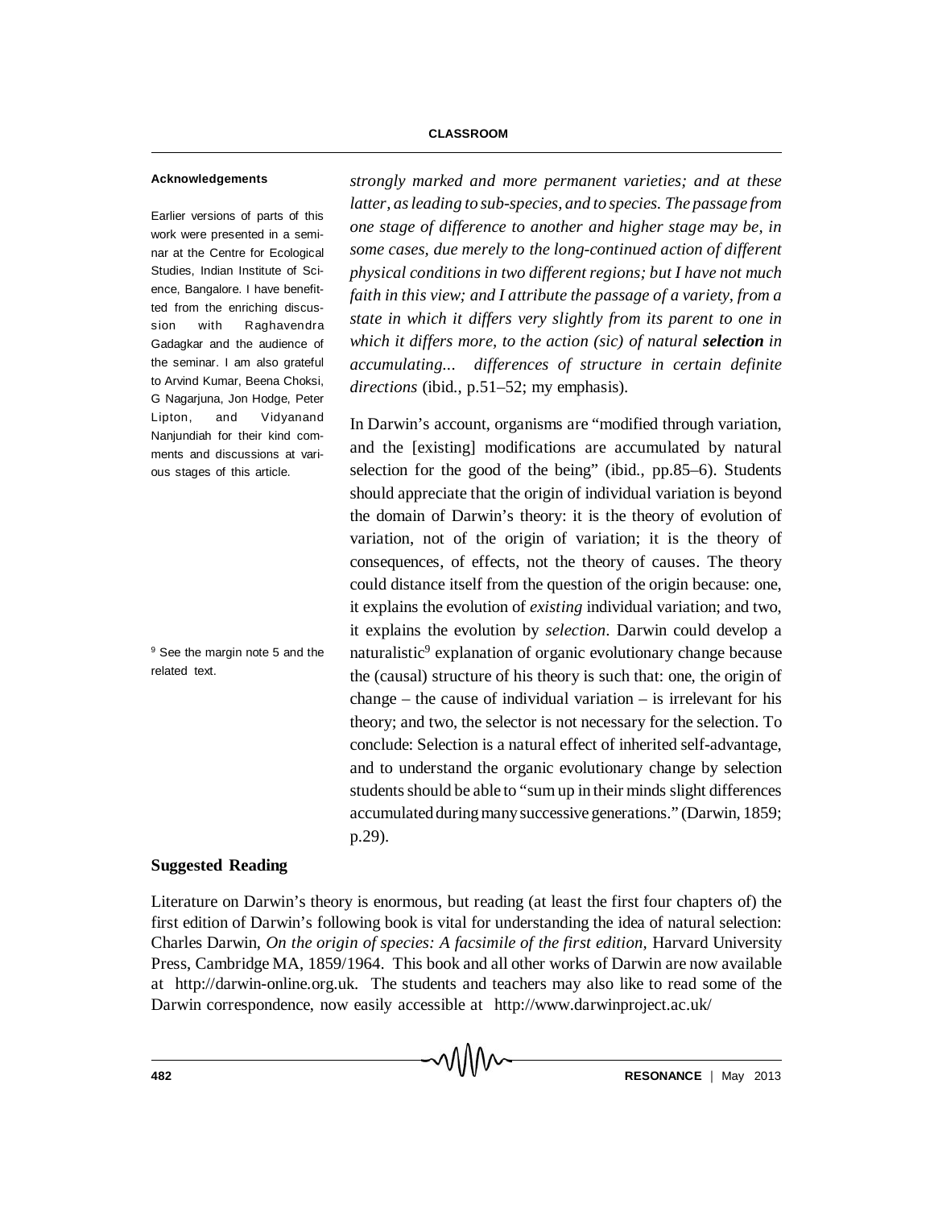*strongly marked and more permanent varieties; and at these latter, as leading to sub-species, and to species. The passage from one stage of difference to another and higher stage may be, in some cases, due merely to the long-continued action of different physical conditions in two different regions; but I have not much faith in this view; and I attribute the passage of a variety, from a state in which it differs very slightly from its parent to one in which it differs more, to the action (sic) of natural* ***selection*** *in accumulating... differences of structure in certain definite directions* (ibid., p.51–52; my emphasis).

In Darwin's account, organisms are "modified through variation, and the [existing] modifications are accumulated by natural selection for the good of the being" (ibid., pp.85–6). Students should appreciate that the origin of individual variation is beyond the domain of Darwin's theory: it is the theory of evolution of variation, not of the origin of variation; it is the theory of consequences, of effects, not the theory of causes. The theory could distance itself from the question of the origin because: one, it explains the evolution of *existing* individual variation; and two, it explains the evolution by *selection*. Darwin could develop a naturalistic[9] explanation of organic evolutionary change because the (causal) structure of his theory is such that: one, the origin of change – the cause of individual variation – is irrelevant for his theory; and two, the selector is not necessary for the selection. To conclude: Selection is a natural effect of inherited self-advantage, and to understand the organic evolutionary change by selection students should be able to "sum up in their minds slight differences accumulated during many successive generations." (Darwin, 1859; p.29).

[9] See the margin note 5 and the related text.

#### Acknowledgements

Earlier versions of parts of this work were presented in a seminar at the Centre for Ecological Studies, Indian Institute of Science, Bangalore. I have benefitted from the enriching discussion with Raghavendra Gadagkar and the audience of the seminar. I am also grateful to Arvind Kumar, Beena Choksi, G Nagarjuna, Jon Hodge, Peter Lipton, and Vidyanand Nanjundiah for their kind comments and discussions at various stages of this article.

## Suggested Reading

Literature on Darwin's theory is enormous, but reading (at least the first four chapters of) the first edition of Darwin's following book is vital for understanding the idea of natural selection: Charles Darwin, *On the origin of species: A facsimile of the first edition*, Harvard University Press, Cambridge MA, 1859/1964. This book and all other works of Darwin are now available at http://darwin-online.org.uk. The students and teachers may also like to read some of the Darwin correspondence, now easily accessible at http://www.darwinproject.ac.uk/